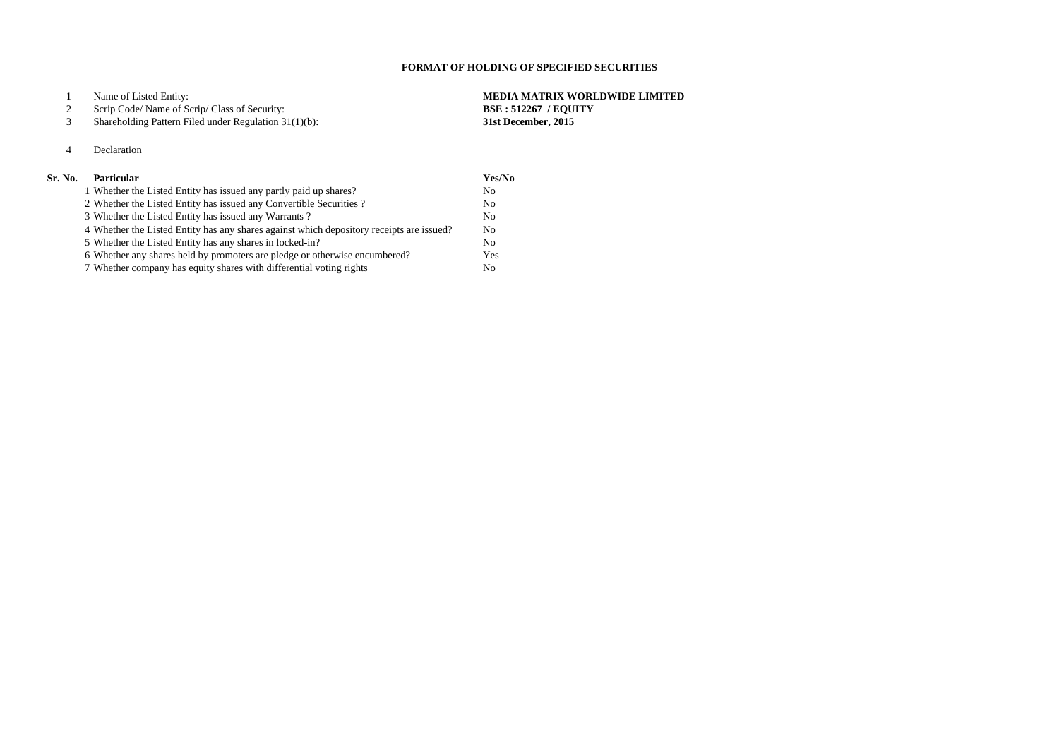# FORMAT OF HOLDING OF SPECIFIED SECURITIES

| | | |
|---|---|---|
| 1 | Name of Listed Entity: | **MEDIA MATRIX WORLDWIDE LIMITED** |
| 2 | Scrip Code/ Name of Scrip/ Class of Security: | **BSE : 512267 / EQUITY** |
| 3 | Shareholding Pattern Filed under Regulation 31(1)(b): | **31st December, 2015** |
| 4 | Declaration | |

| Sr. No. | Particular | Yes/No |
|---|---|---|
| 1 | Whether the Listed Entity has issued any partly paid up shares? | No |
| 2 | Whether the Listed Entity has issued any Convertible Securities ? | No |
| 3 | Whether the Listed Entity has issued any Warrants ? | No |
| 4 | Whether the Listed Entity has any shares against which depository receipts are issued? | No |
| 5 | Whether the Listed Entity has any shares in locked-in? | No |
| 6 | Whether any shares held by promoters are pledge or otherwise encumbered? | Yes |
| 7 | Whether company has equity shares with differential voting rights | No |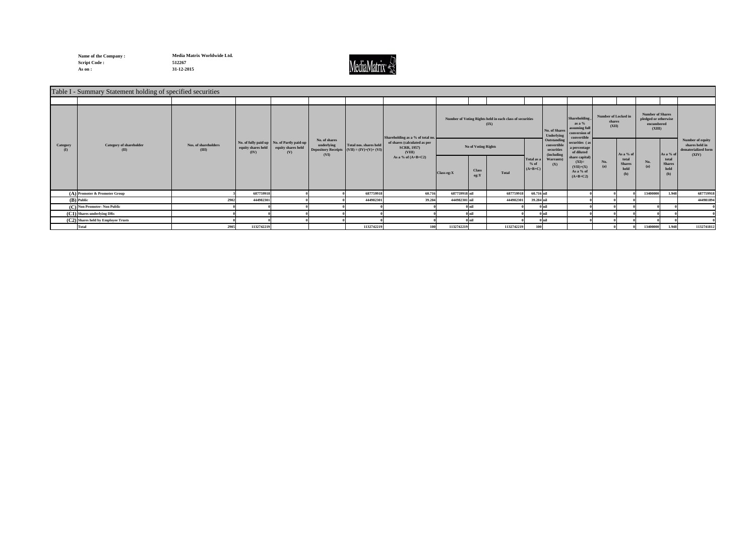Name of the Company : Media Matrix Worldwide Ltd.
Script Code : 512267
As on : 31-12-2015

MediaMatrix

## Table I - Summary Statement holding of specified securities

| Category (I) | Category of shareholder (II) | Nos. of shareholders (III) | No. of fully paid up equity shares held (IV) | No. of Partly paid-up equity shares held (V) | No. of shares underlying Depository Receipts (VI) | Total nos. shares held (VII) = (IV)+(V)+ (VI) | Shareholding as a % of total no. of shares (calculated as per SCRR, 1957) (VIII) As a % of (A+B+C2) | Number of Voting Rights held in each class of securities (IX) | | | | No. of Shares Underlying Outstanding convertible securities (including Warrants) (X) | Shareholding , as a % assuming full conversion of convertible securities ( as a percentage of diluted share capital) (XI)= (VII)+(X) As a % of (A+B+C2) | Number of Locked in shares (XII) | | Number of Shares pledged or otherwise encumbered (XIII) | | Number of equity shares held in dematerialized form (XIV) |
|---|---|---|---|---|---|---|---|---|---|---|---|---|---|---|---|---|---|---|
| | | | | | | | | No of Voting Rights | | | Total as a % of (A+B+C) | | | No. (a) | As a % of total Shares held (b) | No. (a) | As a % of total Shares held (b) | |
| | | | | | | | | Class eg:X | Class eg:Y | Total | | | | | | | | |
| (A) | Promoter & Promoter Group | 3 | 687759918 | 0 | 0 | 687759918 | 60.716 | 687759918 | nil | 687759918 | 60.716 | nil | 0 | 0 | 0 | 13400000 | 1.948 | 687759918 |
| (B) | Public | 2902 | 444982301 | 0 | 0 | 444982301 | 39.284 | 444982301 | nil | 444982301 | 39.284 | nil | 0 | 0 | 0 | | | 444981894 |
| (C) | Non Promoter- Non Public | 0 | 0 | 0 | 0 | 0 | 0 | 0 | nil | 0 | 0 | nil | 0 | 0 | 0 | 0 | 0 | 0 |
| (C1) | Shares underlying DRs | 0 | 0 | 0 | 0 | 0 | 0 | 0 | nil | 0 | 0 | nil | 0 | 0 | 0 | 0 | 0 | 0 |
| (C2) | Shares held by Employee Trusts | 0 | 0 | 0 | 0 | 0 | 0 | 0 | nil | 0 | 0 | nil | 0 | 0 | 0 | 0 | 0 | 0 |
| | Total | 2905 | 1132742219 | | | 1132742219 | 100 | 1132742219 | | 1132742219 | 100 | | | 0 | 0 | 13400000 | 1.948 | 1132741812 |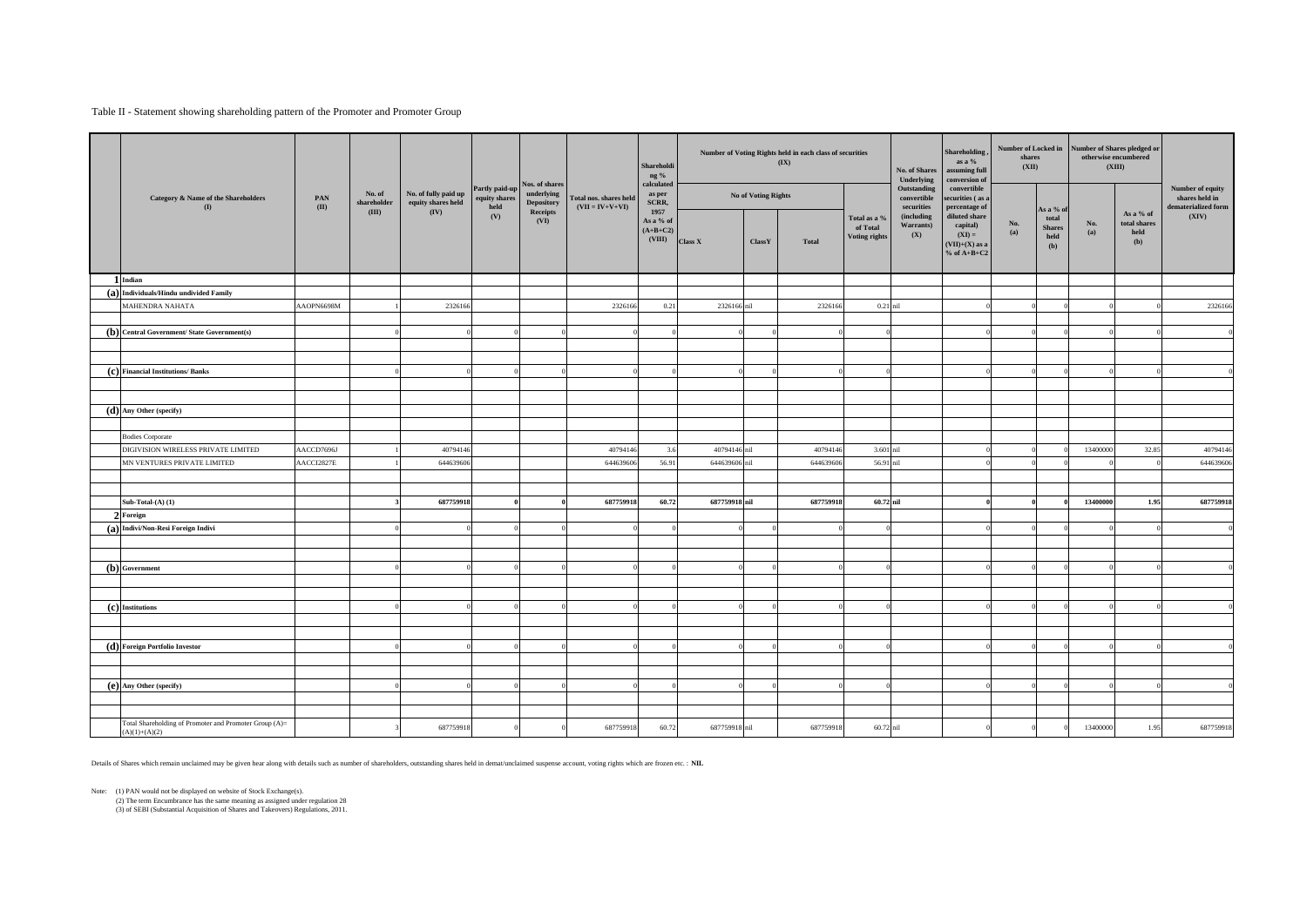Table II - Statement showing shareholding pattern of the Promoter and Promoter Group

| | Category & Name of the Shareholders (I) | PAN (II) | No. of shareholder (III) | No. of fully paid up equity shares held (IV) | Partly paid-up equity shares held (V) | Nos. of shares underlying Depository Receipts (VI) | Total nos. shares held (VII = IV+V+VI) | Shareholding % calculated as per SCRR, 1957 As a % of (A+B+C2) (VIII) | Number of Voting Rights held in each class of securities (IX) | | | | No. of Shares Underlying Outstanding convertible securities (including Warrants) (X) | Shareholding , as a % assuming full conversion of convertible securities ( as a percentage of diluted share capital) (XI) = (VII)+(X) as a % of A+B+C2 | Number of Locked in shares (XII) | | Number of Shares pledged or otherwise encumbered (XIII) | | Number of equity shares held in dematerialized form (XIV) |
|---|---|---|---|---|---|---|---|---|---|---|---|---|---|---|---|---|---|---|---|
| | | | | | | | | | No of Voting Rights | | | Total as a % of Total Voting rights | | | No. (a) | As a % of total Shares held (b) | No. (a) | As a % of total shares held (b) | |
| | | | | | | | | | Class X | ClassY | Total | | | | | | | | |
| 1 | Indian | | | | | | | | | | | | | | | | | | |
| (a) | Individuals/Hindu undivided Family | | | | | | | | | | | | | | | | | | |
| | MAHENDRA NAHATA | AAOPN6698M | 1 | 2326166 | | | 2326166 | 0.21 | 2326166 | nil | 2326166 | 0.21 | nil | 0 | 0 | 0 | 0 | 0 | 2326166 |
| (b) | Central Government/ State Government(s) | | 0 | 0 | 0 | 0 | 0 | 0 | 0 | 0 | 0 | 0 | | 0 | 0 | 0 | 0 | 0 | 0 |
| (c) | Financial Institutions/ Banks | | 0 | 0 | 0 | 0 | 0 | 0 | 0 | 0 | 0 | 0 | | 0 | 0 | 0 | 0 | 0 | 0 |
| (d) | Any Other (specify) | | | | | | | | | | | | | | | | | | |
| | Bodies Corporate | | | | | | | | | | | | | | | | | | |
| | DIGIVISION WIRELESS PRIVATE LIMITED | AACCD7696J | 1 | 40794146 | | | 40794146 | 3.6 | 40794146 | nil | 40794146 | 3.601 | nil | 0 | 0 | 0 | 13400000 | 32.85 | 40794146 |
| | MN VENTURES PRIVATE LIMITED | AACCI2827E | 1 | 644639606 | | | 644639606 | 56.91 | 644639606 | nil | 644639606 | 56.91 | nil | 0 | 0 | 0 | 0 | 0 | 644639606 |
| | **Sub-Total-(A) (1)** | | **3** | **687759918** | **0** | **0** | **687759918** | **60.72** | **687759918** | **nil** | **687759918** | **60.72** | **nil** | **0** | **0** | **0** | **13400000** | **1.95** | **687759918** |
| 2 | Foreign | | | | | | | | | | | | | | | | | | |
| (a) | Indivi/Non-Resi Foreign Indivi | | 0 | 0 | 0 | 0 | 0 | 0 | 0 | 0 | 0 | 0 | | 0 | 0 | 0 | 0 | 0 | 0 |
| (b) | Government | | 0 | 0 | 0 | 0 | 0 | 0 | 0 | 0 | 0 | 0 | | 0 | 0 | 0 | 0 | 0 | 0 |
| (c) | Institutions | | 0 | 0 | 0 | 0 | 0 | 0 | 0 | 0 | 0 | 0 | | 0 | 0 | 0 | 0 | 0 | 0 |
| (d) | Foreign Portfolio Investor | | 0 | 0 | 0 | 0 | 0 | 0 | 0 | 0 | 0 | 0 | | 0 | 0 | 0 | 0 | 0 | 0 |
| (e) | Any Other (specify) | | 0 | 0 | 0 | 0 | 0 | 0 | 0 | 0 | 0 | 0 | | 0 | 0 | 0 | 0 | 0 | 0 |
| | Total Shareholding of Promoter and Promoter Group (A)= (A)(1)+(A)(2) | | 3 | 687759918 | 0 | 0 | 687759918 | 60.72 | 687759918 | nil | 687759918 | 60.72 | nil | 0 | 0 | 0 | 13400000 | 1.95 | 687759918 |

Details of Shares which remain unclaimed may be given hear along with details such as number of shareholders, outstanding shares held in demat/unclaimed suspense account, voting rights which are frozen etc. : **NIL**

Note: (1) PAN would not be displayed on website of Stock Exchange(s).
(2) The term Encumbrance has the same meaning as assigned under regulation 28
(3) of SEBI (Substantial Acquisition of Shares and Takeovers) Regulations, 2011.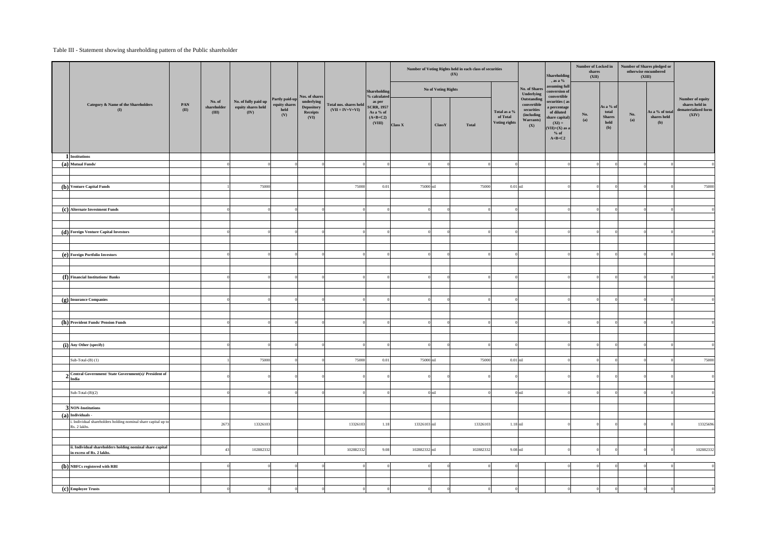Table III - Statement showing shareholding pattern of the Public shareholder

| | Category & Name of the Shareholders (I) | PAN (II) | No. of shareholder (III) | No. of fully paid up equity shares held (IV) | Partly paid-up equity shares held (V) | Nos. of shares underlying Depository Receipts (VI) | Total nos. shares held (VII = IV+V+VI) | Shareholding % calculated as per SCRR, 1957 As a % of (A+B+C2) (VIII) | Number of Voting Rights held in each class of securities (IX) | | | | No. of Shares Underlying Outstanding convertible securities (including Warrants) (X) | Shareholding , as a % assuming full conversion of convertible securities ( as a percentage of diluted share capital) (XI) = (VII)+(X) as a % of A+B+C2 | Number of Locked in shares (XII) | | Number of Shares pledged or otherwise encumbered (XIII) | | Number of equity shares held in dematerialized form (XIV) |
|---|---|---|---|---|---|---|---|---|---|---|---|---|---|---|---|---|---|---|---|
| | | | | | | | | | No of Voting Rights | | | Total as a % of Total Voting rights | | | No. (a) | As a % of total Shares held (b) | No. (a) | As a % of total shares held (b) | |
| | | | | | | | | | Class X | ClassY | Total | | | | | | | | |
| 1 | Institutions | | | | | | | | | | | | | | | | | | |
| (a) | Mutual Funds/ | | 0 | 0 | 0 | 0 | 0 | 0 | 0 | 0 | 0 | 0 | | 0 | 0 | 0 | 0 | 0 | 0 |
| (b) | Venture Capital Funds | | 1 | 75000 | | | 75000 | 0.01 | 75000 | nil | 75000 | 0.01 | nil | 0 | 0 | 0 | 0 | 0 | 75000 |
| (c) | Alternate Investment Funds | | 0 | 0 | 0 | 0 | 0 | 0 | 0 | 0 | 0 | 0 | | 0 | 0 | 0 | 0 | 0 | 0 |
| (d) | Foreign Venture Capital Investors | | 0 | 0 | 0 | 0 | 0 | 0 | 0 | 0 | 0 | 0 | | 0 | 0 | 0 | 0 | 0 | 0 |
| (e) | Foreign Portfolio Investors | | 0 | 0 | 0 | 0 | 0 | 0 | 0 | 0 | 0 | 0 | | 0 | 0 | 0 | 0 | 0 | 0 |
| (f) | Financial Institutions/ Banks | | 0 | 0 | 0 | 0 | 0 | 0 | 0 | 0 | 0 | 0 | | 0 | 0 | 0 | 0 | 0 | 0 |
| (g) | Insurance Companies | | 0 | 0 | 0 | 0 | 0 | 0 | 0 | 0 | 0 | 0 | | 0 | 0 | 0 | 0 | 0 | 0 |
| (h) | Provident Funds/ Pension Funds | | 0 | 0 | 0 | 0 | 0 | 0 | 0 | 0 | 0 | 0 | | 0 | 0 | 0 | 0 | 0 | 0 |
| (i) | Any Other (specify) | | 0 | 0 | 0 | 0 | 0 | 0 | 0 | 0 | 0 | 0 | | 0 | 0 | 0 | 0 | 0 | 0 |
| | Sub-Total-(B) (1) | | 1 | 75000 | 0 | 0 | 75000 | 0.01 | 75000 | nil | 75000 | 0.01 | nil | 0 | 0 | 0 | 0 | 0 | 75000 |
| 2 | Central Government/ State Government(s)/ President of India | | 0 | 0 | 0 | 0 | 0 | 0 | 0 | 0 | 0 | 0 | | 0 | 0 | 0 | 0 | 0 | 0 |
| | Sub-Total-(B)(2) | | 0 | 0 | 0 | 0 | 0 | 0 | 0 | nil | 0 | 0 | nil | 0 | 0 | 0 | 0 | 0 | 0 |
| 3 | NON-Institutions | | | | | | | | | | | | | | | | | | |
| (a) | Individuals - | | | | | | | | | | | | | | | | | | |
| | i. Individual shareholders holding nominal share capital up to Rs. 2 lakhs. | | 2673 | 13326103 | | | 13326103 | 1.18 | 13326103 | nil | 13326103 | 1.18 | nil | 0 | 0 | 0 | 0 | 0 | 13325696 |
| | ii. Individual shareholders holding nominal share capital in excess of Rs. 2 lakhs. | | 43 | 102882332 | | | 102882332 | 9.08 | 102882332 | nil | 102882332 | 9.08 | nil | 0 | 0 | 0 | 0 | 0 | 102882332 |
| (b) | NBFCs registered with RBI | | 0 | 0 | 0 | 0 | 0 | 0 | 0 | 0 | 0 | 0 | | 0 | 0 | 0 | 0 | 0 | 0 |
| (c) | Employee Trusts | | 0 | 0 | 0 | 0 | 0 | 0 | 0 | 0 | 0 | 0 | | 0 | 0 | 0 | 0 | 0 | 0 |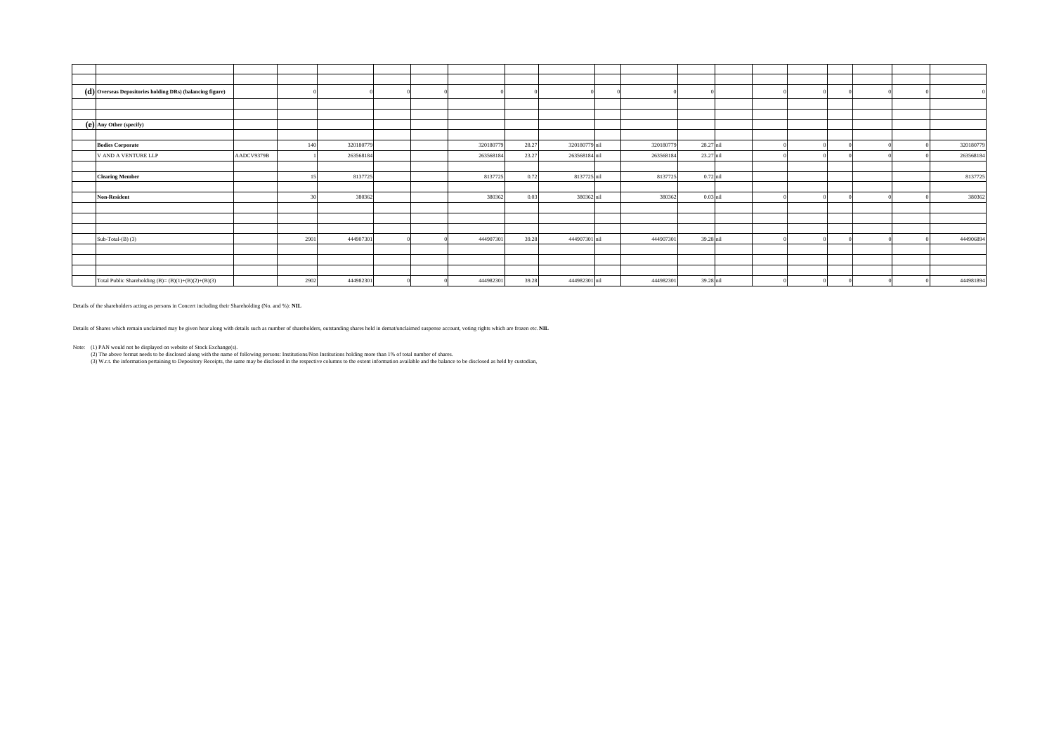| | | | | | | | | | | | | | | | | | | | |
|---|---|---|---|---|---|---|---|---|---|---|---|---|---|---|---|---|---|---|---|
| (d) | **Overseas Depositories holding DRs) (balancing figure)** | | 0 | 0 | 0 | 0 | 0 | 0 | 0 | 0 | 0 | 0 | | 0 | 0 | 0 | 0 | 0 | 0 |
| (e) | **Any Other (specify)** | | | | | | | | | | | | | | | | | | |
| | **Bodies Corporate** | | 140 | 320180779 | | | 320180779 | 28.27 | 320180779 | nil | 320180779 | 28.27 | nil | 0 | 0 | 0 | 0 | 0 | 320180779 |
| | V AND A VENTURE LLP | AADCV9379B | 1 | 263568184 | | | 263568184 | 23.27 | 263568184 | nil | 263568184 | 23.27 | nil | 0 | 0 | 0 | 0 | 0 | 263568184 |
| | **Clearing Member** | | 15 | 8137725 | | | 8137725 | 0.72 | 8137725 | nil | 8137725 | 0.72 | nil | | | | | | 8137725 |
| | **Non-Resident** | | 30 | 380362 | | | 380362 | 0.03 | 380362 | nil | 380362 | 0.03 | nil | 0 | 0 | 0 | 0 | 0 | 380362 |
| | Sub-Total-(B) (3) | | 2901 | 444907301 | 0 | 0 | 444907301 | 39.28 | 444907301 | nil | 444907301 | 39.28 | nil | 0 | 0 | 0 | 0 | 0 | 444906894 |
| | Total Public Shareholding (B)= (B)(1)+(B)(2)+(B)(3) | | 2902 | 444982301 | 0 | 0 | 444982301 | 39.28 | 444982301 | nil | 444982301 | 39.28 | nil | 0 | 0 | 0 | 0 | 0 | 444981894 |

Details of the shareholders acting as persons in Concert including their Shareholding (No. and %): **NIL**

Details of Shares which remain unclaimed may be given hear along with details such as number of shareholders, outstanding shares held in demat/unclaimed suspense account, voting rights which are frozen etc. **NIL**

Note: (1) PAN would not be displayed on website of Stock Exchange(s).

(2) The above format needs to be disclosed along with the name of following persons: Institutions/Non Institutions holding more than 1% of total number of shares.

(3) W.r.t. the information pertaining to Depository Receipts, the same may be disclosed in the respective columns to the extent information available and the balance to be disclosed as held by custodian,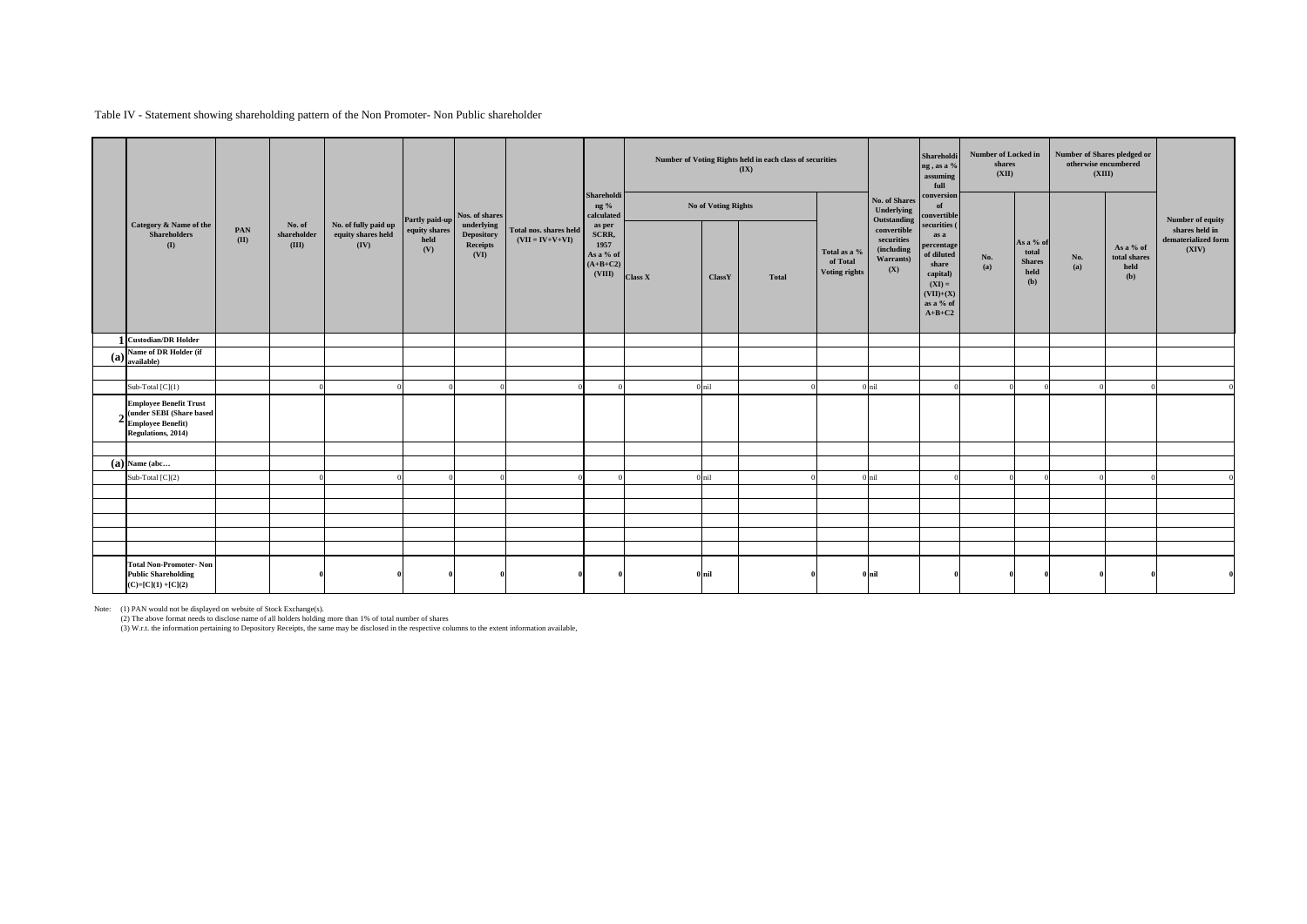Table IV - Statement showing shareholding pattern of the Non Promoter- Non Public shareholder

| | Category & Name of the Shareholders (I) | PAN (II) | No. of shareholder (III) | No. of fully paid up equity shares held (IV) | Partly paid-up equity shares held (V) | Nos. of shares underlying Depository Receipts (VI) | Total nos. shares held (VII = IV+V+VI) | Shareholding % calculated as per SCRR, 1957 As a % of (A+B+C2) (VIII) | Number of Voting Rights held in each class of securities (IX) | | | | No. of Shares Underlying Outstanding convertible securities (including Warrants) (X) | Shareholding , as a % assuming full conversion of convertible securities ( as a percentage of diluted share capital) (XI) = (VII)+(X) as a % of A+B+C2 | Number of Locked in shares (XII) | | Number of Shares pledged or otherwise encumbered (XIII) | | Number of equity shares held in dematerialized form (XIV) |
|---|---|---|---|---|---|---|---|---|---|---|---|---|---|---|---|---|---|---|---|
| | | | | | | | | | No of Voting Rights | | | Total as a % of Total Voting rights | | | No. (a) | As a % of total Shares held (b) | No. (a) | As a % of total shares held (b) | |
| | | | | | | | | | Class X | ClassY | Total | | | | | | | | |
| 1 | Custodian/DR Holder | | | | | | | | | | | | | | | | | | |
| (a) | Name of DR Holder (if available) | | | | | | | | | | | | | | | | | | |
| | | | | | | | | | | | | | | | | | | | |
| | Sub-Total [C](1) | | 0 | 0 | 0 | 0 | 0 | 0 | 0 | nil | 0 | 0 | nil | 0 | 0 | 0 | 0 | 0 | 0 |
| 2 | Employee Benefit Trust (under SEBI (Share based Employee Benefit) Regulations, 2014) | | | | | | | | | | | | | | | | | | |
| | | | | | | | | | | | | | | | | | | | |
| (a) | Name (abc… | | | | | | | | | | | | | | | | | | |
| | Sub-Total [C](2) | | 0 | 0 | 0 | 0 | 0 | 0 | 0 | nil | 0 | 0 | nil | 0 | 0 | 0 | 0 | 0 | 0 |
| | | | | | | | | | | | | | | | | | | | |
| | | | | | | | | | | | | | | | | | | | |
| | | | | | | | | | | | | | | | | | | | |
| | | | | | | | | | | | | | | | | | | | |
| | | | | | | | | | | | | | | | | | | | |
| | **Total Non-Promoter- Non Public Shareholding (C)=[C](1) +[C](2)** | | **0** | **0** | **0** | **0** | **0** | **0** | **0** | **nil** | **0** | **0** | **nil** | **0** | **0** | **0** | **0** | **0** | **0** |

Note: (1) PAN would not be displayed on website of Stock Exchange(s).
(2) The above format needs to disclose name of all holders holding more than 1% of total number of shares
(3) W.r.t. the information pertaining to Depository Receipts, the same may be disclosed in the respective columns to the extent information available,